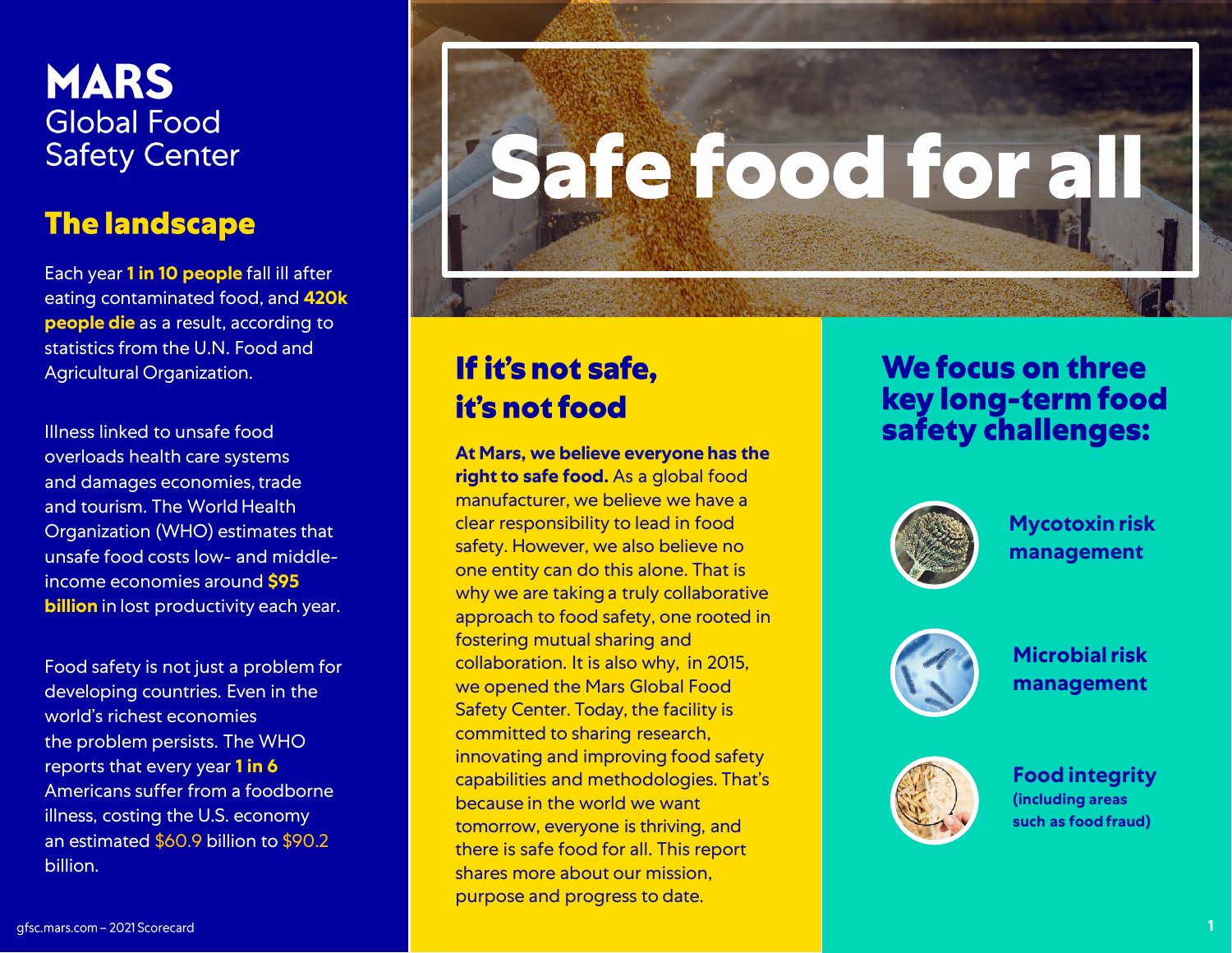# MARS Global Food Safety Center

## The landscape

Each year **1 in 10 people** fall ill after eating contaminated food, and **420k people die** as a result, according to statistics from the U.N. Food and Agricultural Organization.

Illness linked to unsafe food overloads health care systems and damages economies, trade and tourism. The World Health Organization (WHO) estimates that unsafe food costs low- and middle-income economies around **$95 billion** in lost productivity each year.

Food safety is not just a problem for developing countries. Even in the world's richest economies the problem persists. The WHO reports that every year **1 in 6** Americans suffer from a foodborne illness, costing the U.S. economy an estimated $60.9 billion to $90.2 billion.

# Safe food for all

## If it's not safe, it's not food

**At Mars, we believe everyone has the right to safe food.** As a global food manufacturer, we believe we have a clear responsibility to lead in food safety. However, we also believe no one entity can do this alone. That is why we are taking a truly collaborative approach to food safety, one rooted in fostering mutual sharing and collaboration. It is also why, in 2015, we opened the Mars Global Food Safety Center. Today, the facility is committed to sharing research, innovating and improving food safety capabilities and methodologies. That's because in the world we want tomorrow, everyone is thriving, and there is safe food for all. This report shares more about our mission, purpose and progress to date.

## We focus on three key long-term food safety challenges:

- **Mycotoxin risk management**
- **Microbial risk management**
- **Food integrity** (including areas such as food fraud)

gfsc.mars.com – 2021 Scorecard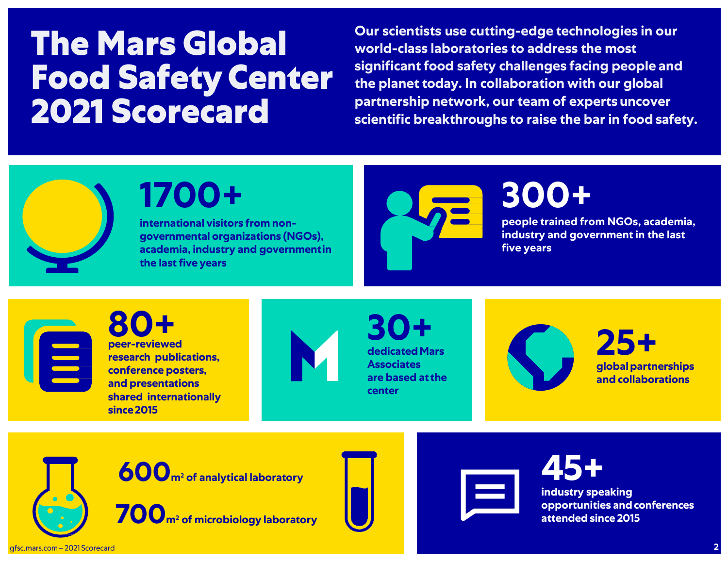# The Mars Global Food Safety Center 2021 Scorecard

Our scientists use cutting-edge technologies in our world-class laboratories to address the most significant food safety challenges facing people and the planet today. In collaboration with our global partnership network, our team of experts uncover scientific breakthroughs to raise the bar in food safety.

**1700+**
international visitors from non-governmental organizations (NGOs), academia, industry and government in the last five years

**300+**
people trained from NGOs, academia, industry and government in the last five years

**80+**
peer-reviewed research publications, conference posters, and presentations shared internationally since 2015

**30+**
dedicated Mars Associates are based at the center

**25+**
global partnerships and collaborations

**600** $m^2$ of analytical laboratory

**700** $m^2$ of microbiology laboratory

**45+**
industry speaking opportunities and conferences attended since 2015

gfsc.mars.com – 2021 Scorecard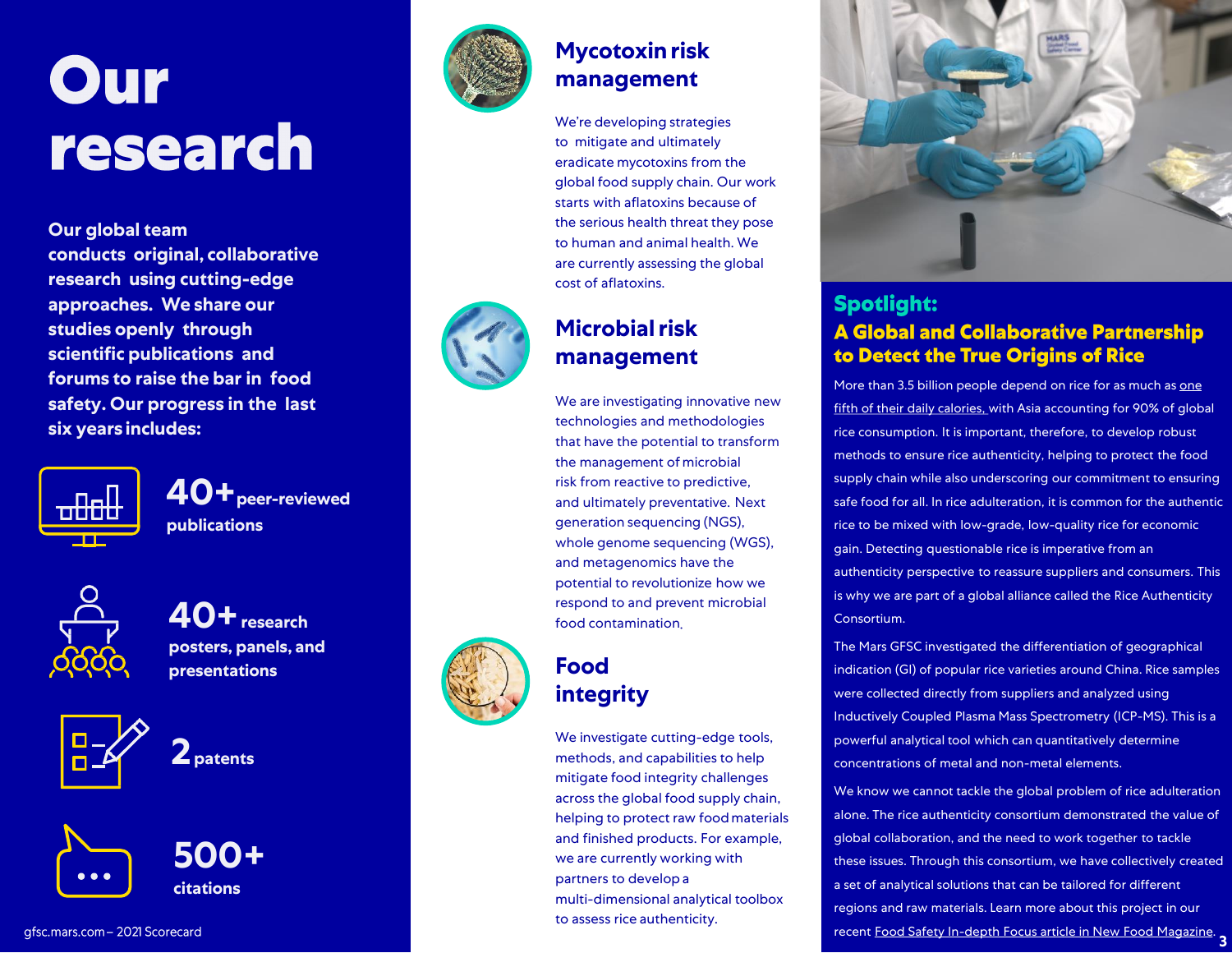# Our research

**Our global team conducts original, collaborative research using cutting-edge approaches. We share our studies openly through scientific publications and forums to raise the bar in food safety. Our progress in the last six years includes:**

- **40+** peer-reviewed publications
- **40+** research posters, panels, and presentations
- **2** patents
- **500+** citations

## Mycotoxin risk management

We're developing strategies to mitigate and ultimately eradicate mycotoxins from the global food supply chain. Our work starts with aflatoxins because of the serious health threat they pose to human and animal health. We are currently assessing the global cost of aflatoxins.

## Microbial risk management

We are investigating innovative new technologies and methodologies that have the potential to transform the management of microbial risk from reactive to predictive, and ultimately preventative. Next generation sequencing (NGS), whole genome sequencing (WGS), and metagenomics have the potential to revolutionize how we respond to and prevent microbial food contamination.

## Food integrity

We investigate cutting-edge tools, methods, and capabilities to help mitigate food integrity challenges across the global food supply chain, helping to protect raw food materials and finished products. For example, we are currently working with partners to develop a multi-dimensional analytical toolbox to assess rice authenticity.

## Spotlight:

### A Global and Collaborative Partnership to Detect the True Origins of Rice

More than 3.5 billion people depend on rice for as much as one fifth of their daily calories, with Asia accounting for 90% of global rice consumption. It is important, therefore, to develop robust methods to ensure rice authenticity, helping to protect the food supply chain while also underscoring our commitment to ensuring safe food for all. In rice adulteration, it is common for the authentic rice to be mixed with low-grade, low-quality rice for economic gain. Detecting questionable rice is imperative from an authenticity perspective to reassure suppliers and consumers. This is why we are part of a global alliance called the Rice Authenticity Consortium.

The Mars GFSC investigated the differentiation of geographical indication (GI) of popular rice varieties around China. Rice samples were collected directly from suppliers and analyzed using Inductively Coupled Plasma Mass Spectrometry (ICP-MS). This is a powerful analytical tool which can quantitatively determine concentrations of metal and non-metal elements.

We know we cannot tackle the global problem of rice adulteration alone. The rice authenticity consortium demonstrated the value of global collaboration, and the need to work together to tackle these issues. Through this consortium, we have collectively created a set of analytical solutions that can be tailored for different regions and raw materials. Learn more about this project in our recent Food Safety In-depth Focus article in New Food Magazine.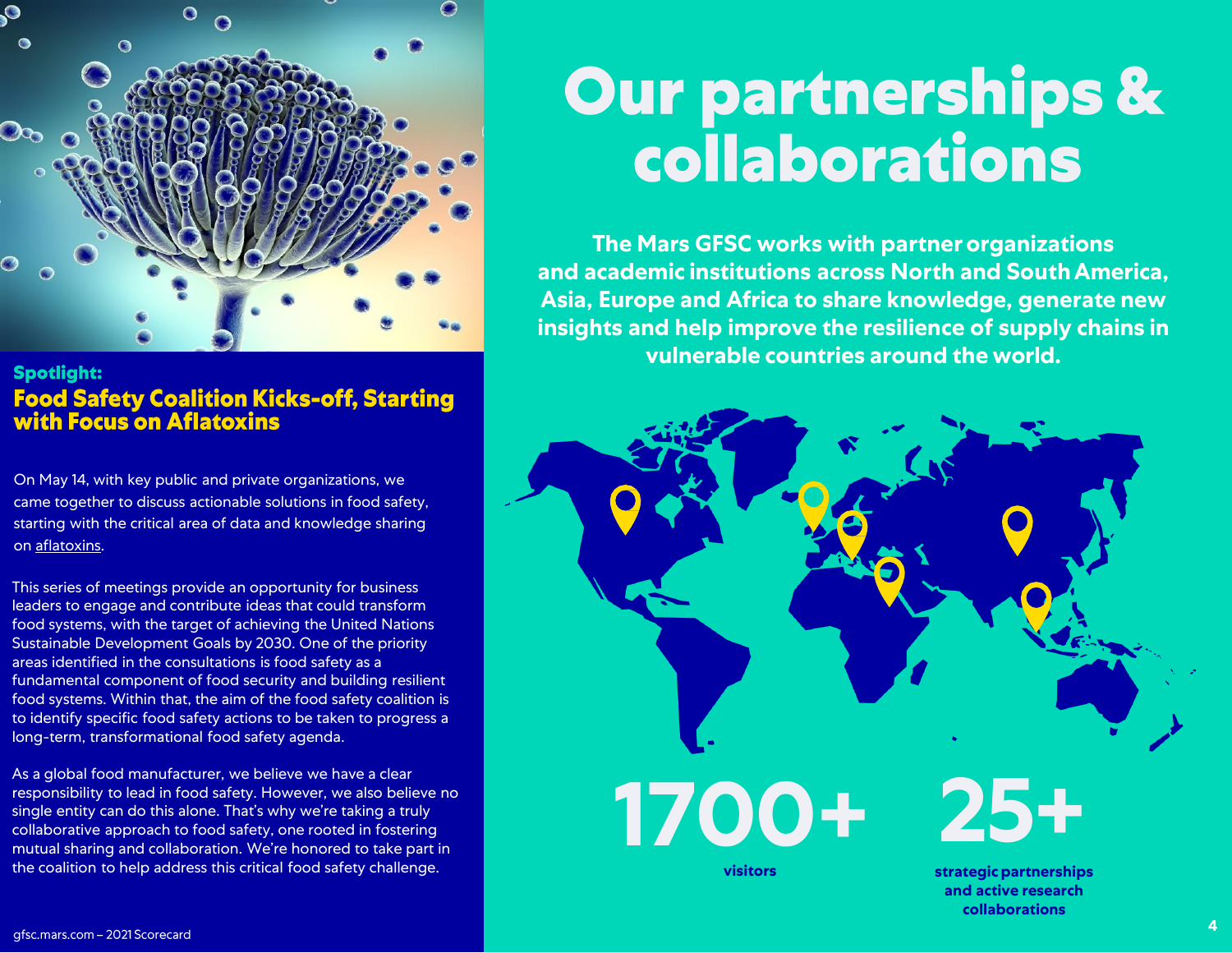## Spotlight:

## Food Safety Coalition Kicks-off, Starting with Focus on Aflatoxins

On May 14, with key public and private organizations, we came together to discuss actionable solutions in food safety, starting with the critical area of data and knowledge sharing on aflatoxins.

This series of meetings provide an opportunity for business leaders to engage and contribute ideas that could transform food systems, with the target of achieving the United Nations Sustainable Development Goals by 2030. One of the priority areas identified in the consultations is food safety as a fundamental component of food security and building resilient food systems. Within that, the aim of the food safety coalition is to identify specific food safety actions to be taken to progress a long-term, transformational food safety agenda.

As a global food manufacturer, we believe we have a clear responsibility to lead in food safety. However, we also believe no single entity can do this alone. That's why we're taking a truly collaborative approach to food safety, one rooted in fostering mutual sharing and collaboration. We're honored to take part in the coalition to help address this critical food safety challenge.

# Our partnerships & collaborations

**The Mars GFSC works with partner organizations and academic institutions across North and South America, Asia, Europe and Africa to share knowledge, generate new insights and help improve the resilience of supply chains in vulnerable countries around the world.**

**1700+**

**visitors**

**25+**

**strategic partnerships and active research collaborations**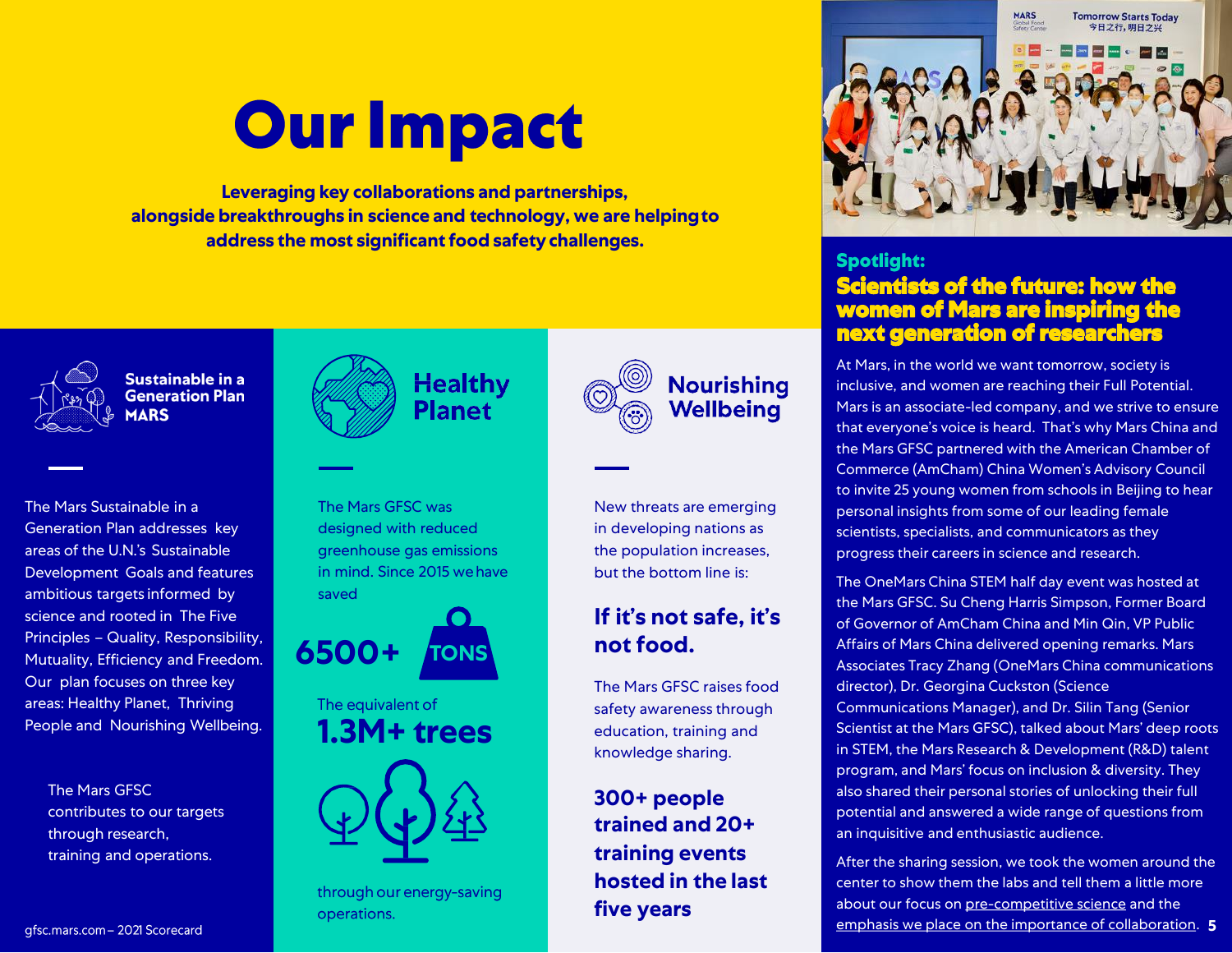# Our Impact

**Leveraging key collaborations and partnerships, alongside breakthroughs in science and technology, we are helping to address the most significant food safety challenges.**

## Sustainable in a Generation Plan MARS

The Mars Sustainable in a Generation Plan addresses key areas of the U.N.'s Sustainable Development Goals and features ambitious targets informed by science and rooted in The Five Principles – Quality, Responsibility, Mutuality, Efficiency and Freedom. Our plan focuses on three key areas: Healthy Planet, Thriving People and Nourishing Wellbeing.

The Mars GFSC contributes to our targets through research, training and operations.

## Healthy Planet

The Mars GFSC was designed with reduced greenhouse gas emissions in mind. Since 2015 we have saved

**6500+ TONS**

The equivalent of

**1.3M+ trees**

through our energy-saving operations.

## Nourishing Wellbeing

New threats are emerging in developing nations as the population increases, but the bottom line is:

**If it's not safe, it's not food.**

The Mars GFSC raises food safety awareness through education, training and knowledge sharing.

**300+ people trained and 20+ training events hosted in the last five years**

## Spotlight: Scientists of the future: how the women of Mars are inspiring the next generation of researchers

At Mars, in the world we want tomorrow, society is inclusive, and women are reaching their Full Potential. Mars is an associate-led company, and we strive to ensure that everyone's voice is heard. That's why Mars China and the Mars GFSC partnered with the American Chamber of Commerce (AmCham) China Women's Advisory Council to invite 25 young women from schools in Beijing to hear personal insights from some of our leading female scientists, specialists, and communicators as they progress their careers in science and research.

The OneMars China STEM half day event was hosted at the Mars GFSC. Su Cheng Harris Simpson, Former Board of Governor of AmCham China and Min Qin, VP Public Affairs of Mars China delivered opening remarks. Mars Associates Tracy Zhang (OneMars China communications director), Dr. Georgina Cuckston (Science Communications Manager), and Dr. Silin Tang (Senior Scientist at the Mars GFSC), talked about Mars' deep roots in STEM, the Mars Research & Development (R&D) talent program, and Mars' focus on inclusion & diversity. They also shared their personal stories of unlocking their full potential and answered a wide range of questions from an inquisitive and enthusiastic audience.

After the sharing session, we took the women around the center to show them the labs and tell them a little more about our focus on pre-competitive science and the emphasis we place on the importance of collaboration.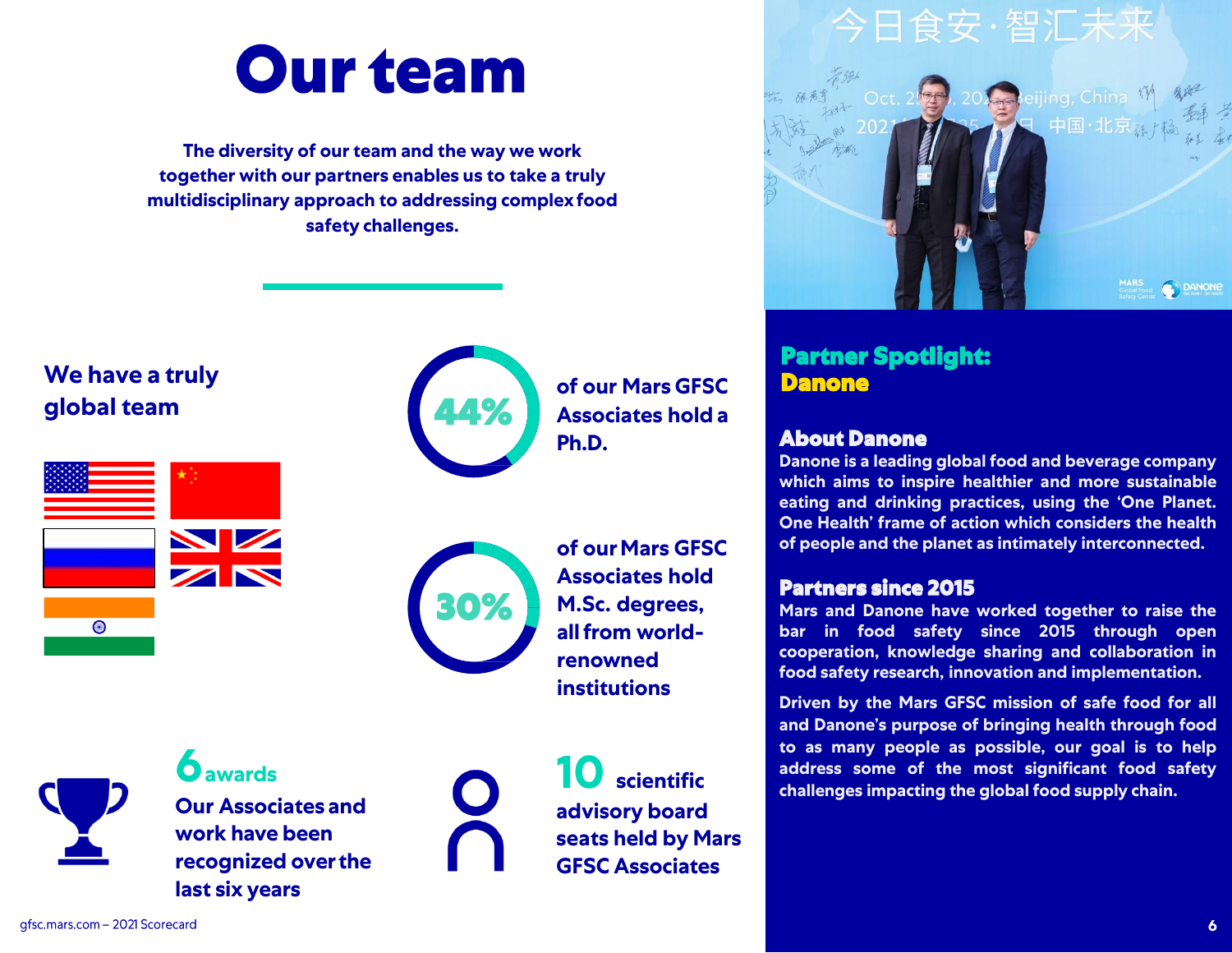# Our team

**The diversity of our team and the way we work together with our partners enables us to take a truly multidisciplinary approach to addressing complex food safety challenges.**

## We have a truly global team

**44%** of our Mars GFSC Associates hold a Ph.D.

**30%** of our Mars GFSC Associates hold M.Sc. degrees, all from world-renowned institutions

**6 awards**
Our Associates and work have been recognized over the last six years

**10** scientific advisory board seats held by Mars GFSC Associates

## Partner Spotlight: Danone

### About Danone

Danone is a leading global food and beverage company which aims to inspire healthier and more sustainable eating and drinking practices, using the 'One Planet. One Health' frame of action which considers the health of people and the planet as intimately interconnected.

### Partners since 2015

Mars and Danone have worked together to raise the bar in food safety since 2015 through open cooperation, knowledge sharing and collaboration in food safety research, innovation and implementation.

Driven by the Mars GFSC mission of safe food for all and Danone's purpose of bringing health through food to as many people as possible, our goal is to help address some of the most significant food safety challenges impacting the global food supply chain.

gfsc.mars.com – 2021 Scorecard